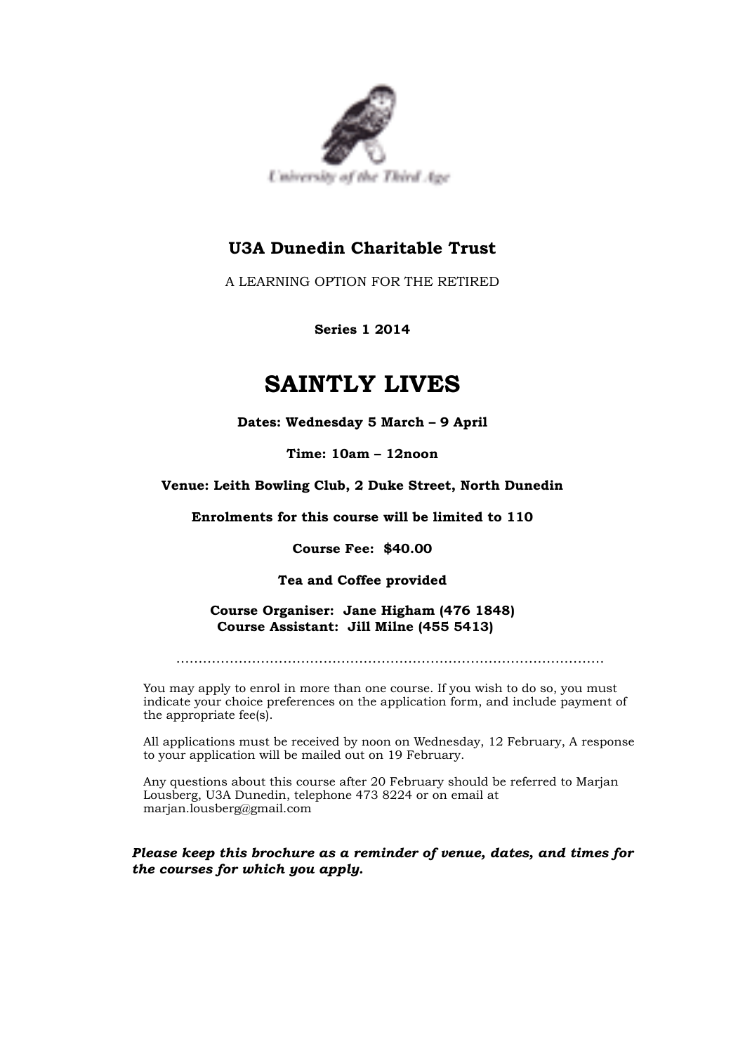University of the Third Age

## U3A Dunedin Charitable Trust

A LEARNING OPTION FOR THE RETIRED

**Series 1 2014**

# SAINTLY LIVES

**Dates: Wednesday 5 March – 9 April**

**Time: 10am – 12noon**

**Venue: Leith Bowling Club, 2 Duke Street, North Dunedin**

**Enrolments for this course will be limited to 110**

**Course Fee: $40.00**

**Tea and Coffee provided**

**Course Organiser: Jane Higham (476 1848)**
**Course Assistant: Jill Milne (455 5413)**

………………………………………………………………………………………

You may apply to enrol in more than one course. If you wish to do so, you must indicate your choice preferences on the application form, and include payment of the appropriate fee(s).

All applications must be received by noon on Wednesday, 12 February, A response to your application will be mailed out on 19 February.

Any questions about this course after 20 February should be referred to Marjan Lousberg, U3A Dunedin, telephone 473 8224 or on email at marjan.lousberg@gmail.com

***Please keep this brochure as a reminder of venue, dates, and times for the courses for which you apply.***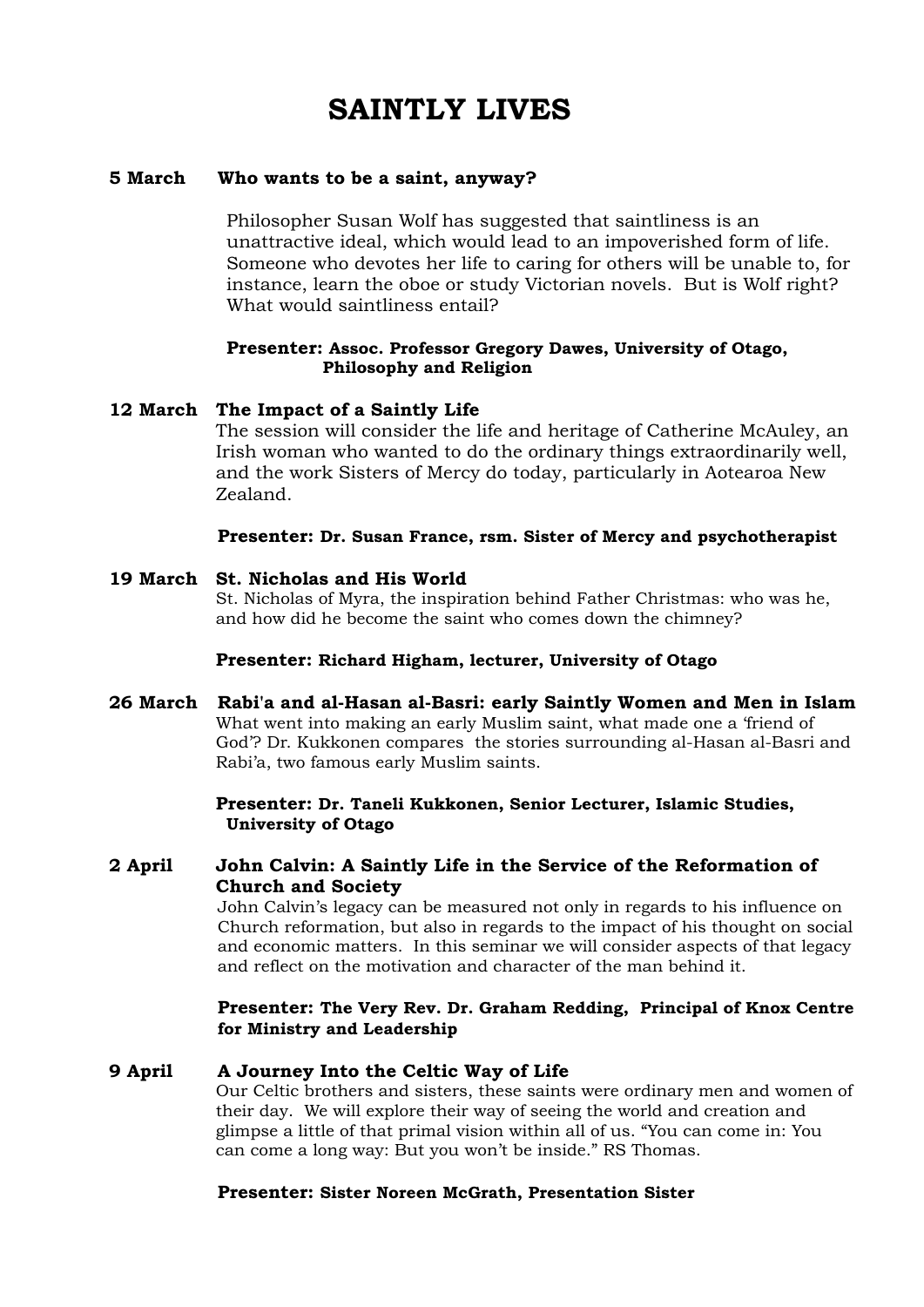# SAINTLY LIVES

**5 March** **Who wants to be a saint, anyway?**

Philosopher Susan Wolf has suggested that saintliness is an unattractive ideal, which would lead to an impoverished form of life. Someone who devotes her life to caring for others will be unable to, for instance, learn the oboe or study Victorian novels. But is Wolf right? What would saintliness entail?

**Presenter: Assoc. Professor Gregory Dawes, University of Otago, Philosophy and Religion**

**12 March** **The Impact of a Saintly Life**

The session will consider the life and heritage of Catherine McAuley, an Irish woman who wanted to do the ordinary things extraordinarily well, and the work Sisters of Mercy do today, particularly in Aotearoa New Zealand.

**Presenter: Dr. Susan France, rsm. Sister of Mercy and psychotherapist**

**19 March** **St. Nicholas and His World**

St. Nicholas of Myra, the inspiration behind Father Christmas: who was he, and how did he become the saint who comes down the chimney?

**Presenter: Richard Higham, lecturer, University of Otago**

**26 March** **Rabi'a and al-Hasan al-Basri: early Saintly Women and Men in Islam**

What went into making an early Muslim saint, what made one a 'friend of God'? Dr. Kukkonen compares the stories surrounding al-Hasan al-Basri and Rabi'a, two famous early Muslim saints.

**Presenter: Dr. Taneli Kukkonen, Senior Lecturer, Islamic Studies, University of Otago**

**2 April** **John Calvin: A Saintly Life in the Service of the Reformation of Church and Society**

John Calvin's legacy can be measured not only in regards to his influence on Church reformation, but also in regards to the impact of his thought on social and economic matters. In this seminar we will consider aspects of that legacy and reflect on the motivation and character of the man behind it.

**Presenter: The Very Rev. Dr. Graham Redding, Principal of Knox Centre for Ministry and Leadership**

**9 April** **A Journey Into the Celtic Way of Life**

Our Celtic brothers and sisters, these saints were ordinary men and women of their day. We will explore their way of seeing the world and creation and glimpse a little of that primal vision within all of us. "You can come in: You can come a long way: But you won't be inside." RS Thomas.

**Presenter: Sister Noreen McGrath, Presentation Sister**